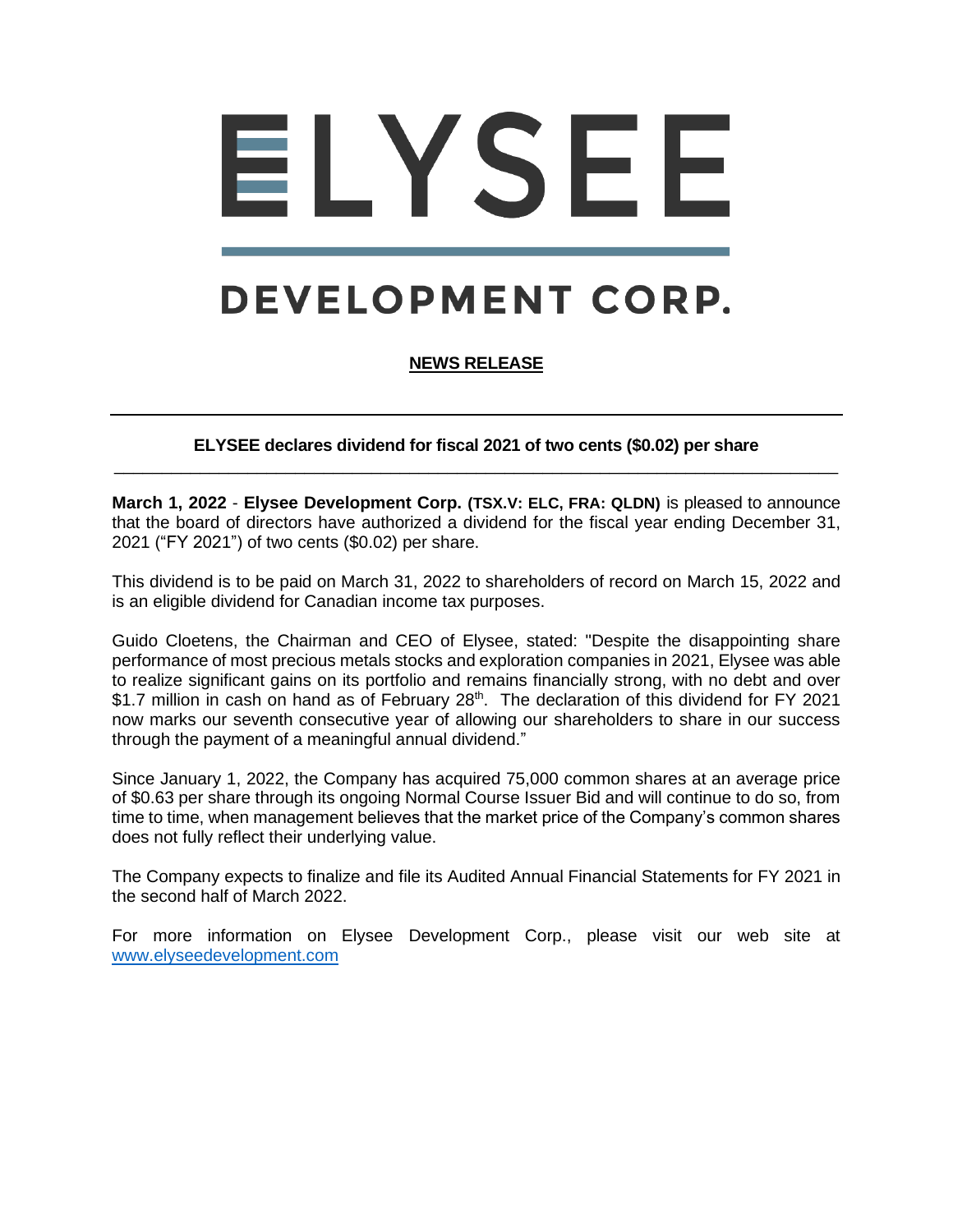# ELYSEE

## DEVELOPMENT CORP.

**NEWS RELEASE**

---

**ELYSEE declares dividend for fiscal 2021 of two cents ($0.02) per share**

---

**March 1, 2022** - **Elysee Development Corp. (TSX.V: ELC, FRA: QLDN)** is pleased to announce that the board of directors have authorized a dividend for the fiscal year ending December 31, 2021 ("FY 2021") of two cents ($0.02) per share.

This dividend is to be paid on March 31, 2022 to shareholders of record on March 15, 2022 and is an eligible dividend for Canadian income tax purposes.

Guido Cloetens, the Chairman and CEO of Elysee, stated: "Despite the disappointing share performance of most precious metals stocks and exploration companies in 2021, Elysee was able to realize significant gains on its portfolio and remains financially strong, with no debt and over $1.7 million in cash on hand as of February 28th. The declaration of this dividend for FY 2021 now marks our seventh consecutive year of allowing our shareholders to share in our success through the payment of a meaningful annual dividend."

Since January 1, 2022, the Company has acquired 75,000 common shares at an average price of $0.63 per share through its ongoing Normal Course Issuer Bid and will continue to do so, from time to time, when management believes that the market price of the Company's common shares does not fully reflect their underlying value.

The Company expects to finalize and file its Audited Annual Financial Statements for FY 2021 in the second half of March 2022.

For more information on Elysee Development Corp., please visit our web site at www.elyseedevelopment.com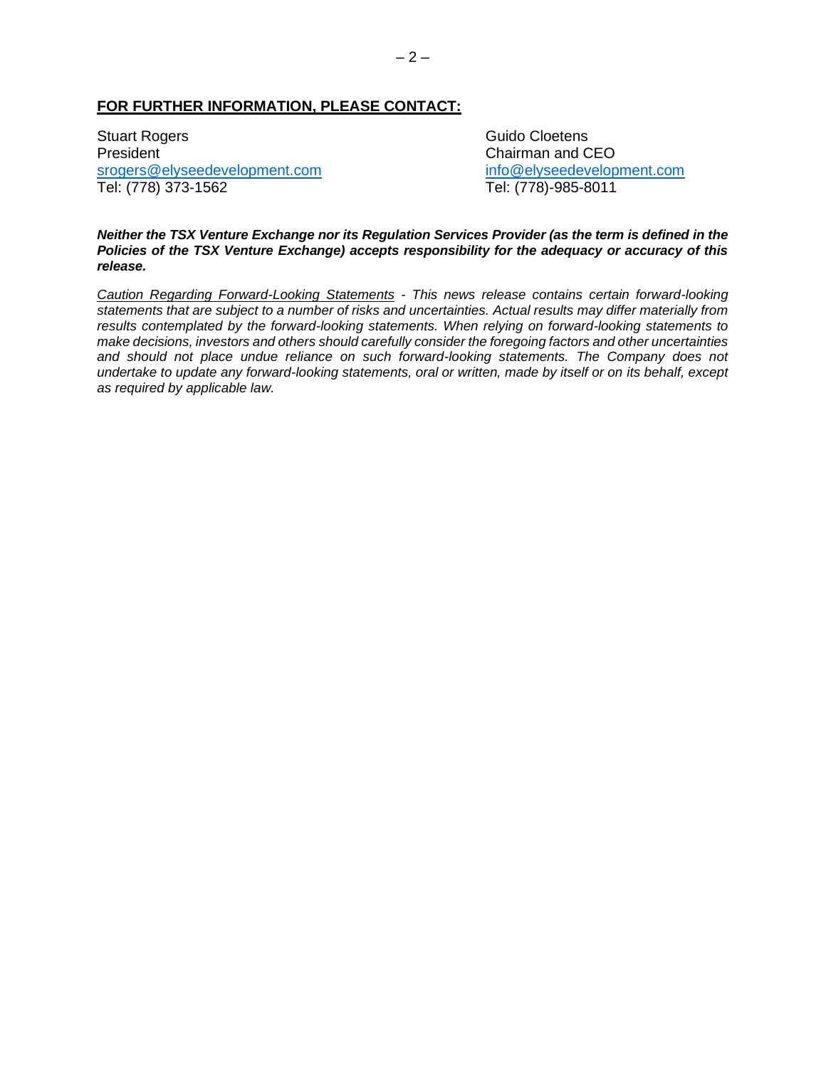**FOR FURTHER INFORMATION, PLEASE CONTACT:**

Stuart Rogers
President
srogers@elyseedevelopment.com
Tel: (778) 373-1562

Guido Cloetens
Chairman and CEO
info@elyseedevelopment.com
Tel: (778)-985-8011

***Neither the TSX Venture Exchange nor its Regulation Services Provider (as the term is defined in the Policies of the TSX Venture Exchange) accepts responsibility for the adequacy or accuracy of this release.***

*Caution Regarding Forward-Looking Statements - This news release contains certain forward-looking statements that are subject to a number of risks and uncertainties. Actual results may differ materially from results contemplated by the forward-looking statements. When relying on forward-looking statements to make decisions, investors and others should carefully consider the foregoing factors and other uncertainties and should not place undue reliance on such forward-looking statements. The Company does not undertake to update any forward-looking statements, oral or written, made by itself or on its behalf, except as required by applicable law.*